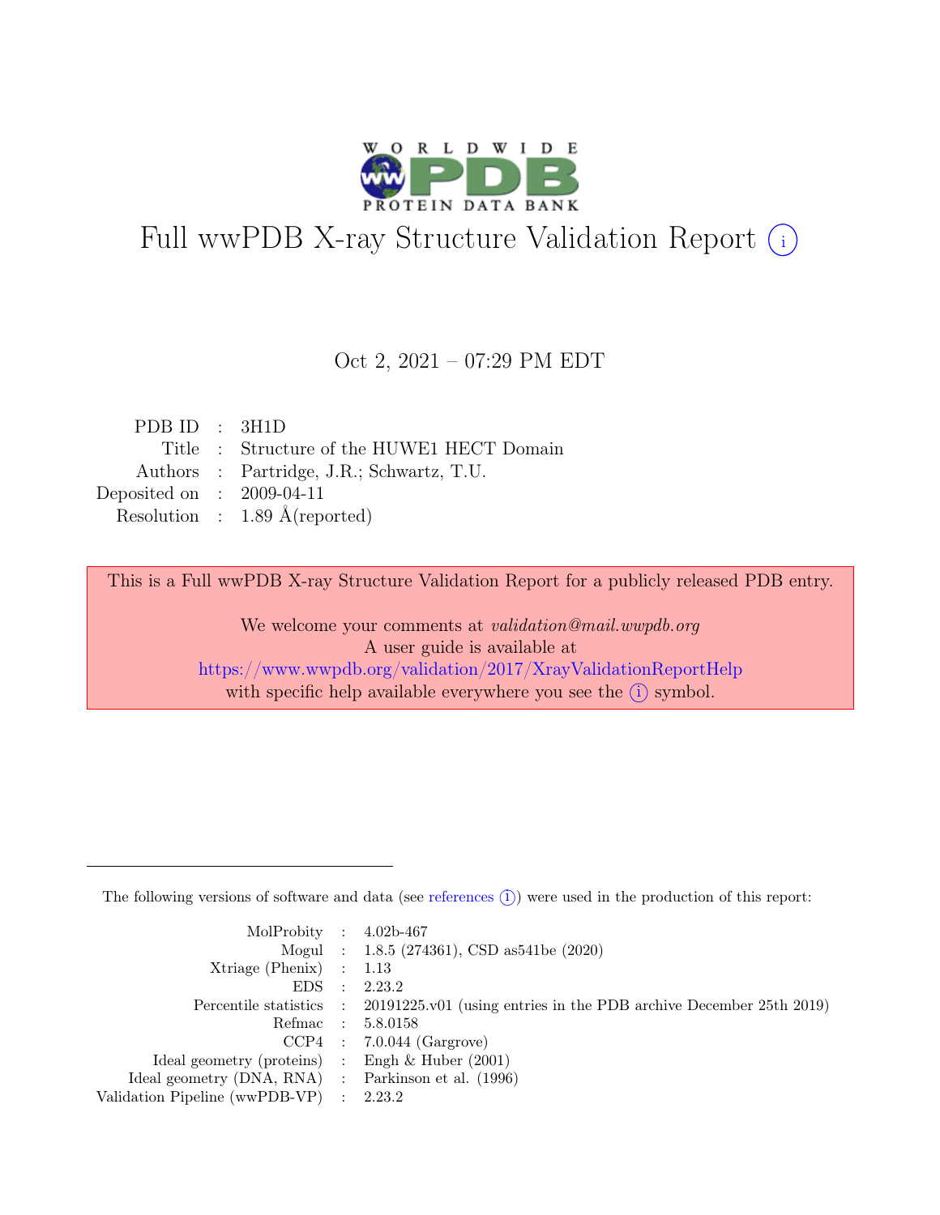# Full wwPDB X-ray Structure Validation Report ⓘ

Oct 2, 2021 – 07:29 PM EDT

| | | |
|---|---|---|
| PDB ID | : | 3H1D |
| Title | : | Structure of the HUWE1 HECT Domain |
| Authors | : | Partridge, J.R.; Schwartz, T.U. |
| Deposited on | : | 2009-04-11 |
| Resolution | : | 1.89 Å(reported) |

This is a Full wwPDB X-ray Structure Validation Report for a publicly released PDB entry.

We welcome your comments at *validation@mail.wwpdb.org*
A user guide is available at
https://www.wwpdb.org/validation/2017/XrayValidationReportHelp
with specific help available everywhere you see the ⓘ symbol.

---

The following versions of software and data (see references ⓘ) were used in the production of this report:

| | | |
|---|---|---|
| MolProbity | : | 4.02b-467 |
| Mogul | : | 1.8.5 (274361), CSD as541be (2020) |
| Xtriage (Phenix) | : | 1.13 |
| EDS | : | 2.23.2 |
| Percentile statistics | : | 20191225.v01 (using entries in the PDB archive December 25th 2019) |
| Refmac | : | 5.8.0158 |
| CCP4 | : | 7.0.044 (Gargrove) |
| Ideal geometry (proteins) | : | Engh & Huber (2001) |
| Ideal geometry (DNA, RNA) | : | Parkinson et al. (1996) |
| Validation Pipeline (wwPDB-VP) | : | 2.23.2 |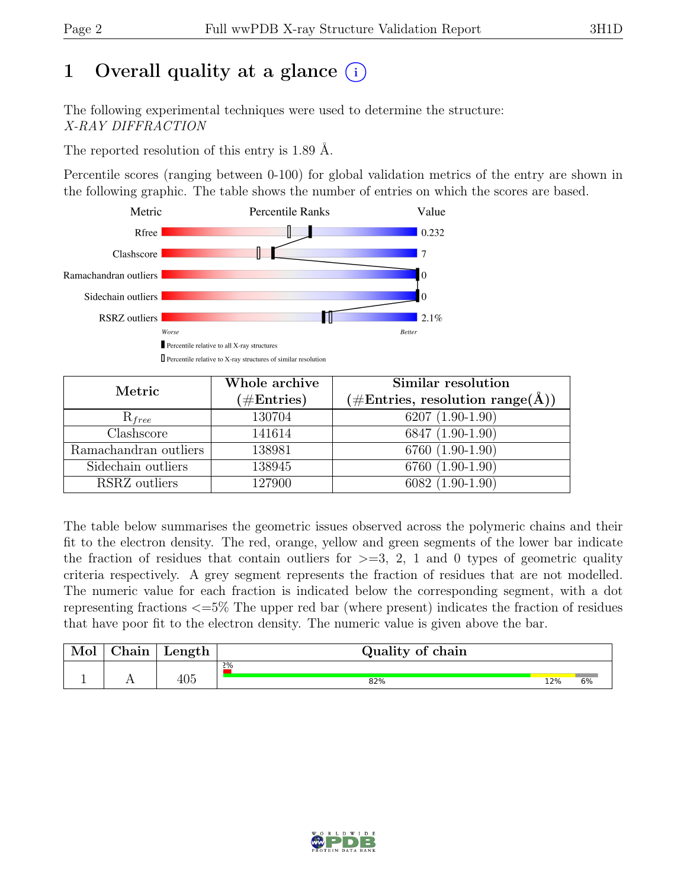# 1 Overall quality at a glance (i)

The following experimental techniques were used to determine the structure:
*X-RAY DIFFRACTION*

The reported resolution of this entry is 1.89 Å.

Percentile scores (ranging between 0-100) for global validation metrics of the entry are shown in the following graphic. The table shows the number of entries on which the scores are based.

| Metric | Value |
|---|---|
| Rfree | 0.232 |
| Clashscore | 7 |
| Ramachandran outliers | 0 |
| Sidechain outliers | 0 |
| RSRZ outliers | 2.1% |

| Metric | Whole archive (#Entries) | Similar resolution (#Entries, resolution range(Å)) |
|---|---|---|
| $R_{free}$ | 130704 | 6207 (1.90-1.90) |
| Clashscore | 141614 | 6847 (1.90-1.90) |
| Ramachandran outliers | 138981 | 6760 (1.90-1.90) |
| Sidechain outliers | 138945 | 6760 (1.90-1.90) |
| RSRZ outliers | 127900 | 6082 (1.90-1.90) |

The table below summarises the geometric issues observed across the polymeric chains and their fit to the electron density. The red, orange, yellow and green segments of the lower bar indicate the fraction of residues that contain outliers for >=3, 2, 1 and 0 types of geometric quality criteria respectively. A grey segment represents the fraction of residues that are not modelled. The numeric value for each fraction is indicated below the corresponding segment, with a dot representing fractions <=5% The upper red bar (where present) indicates the fraction of residues that have poor fit to the electron density. The numeric value is given above the bar.

| Mol | Chain | Length | Quality of chain |
|---|---|---|---|
| 1 | A | 405 | 2% (poor fit); 82%, 12%, 6% |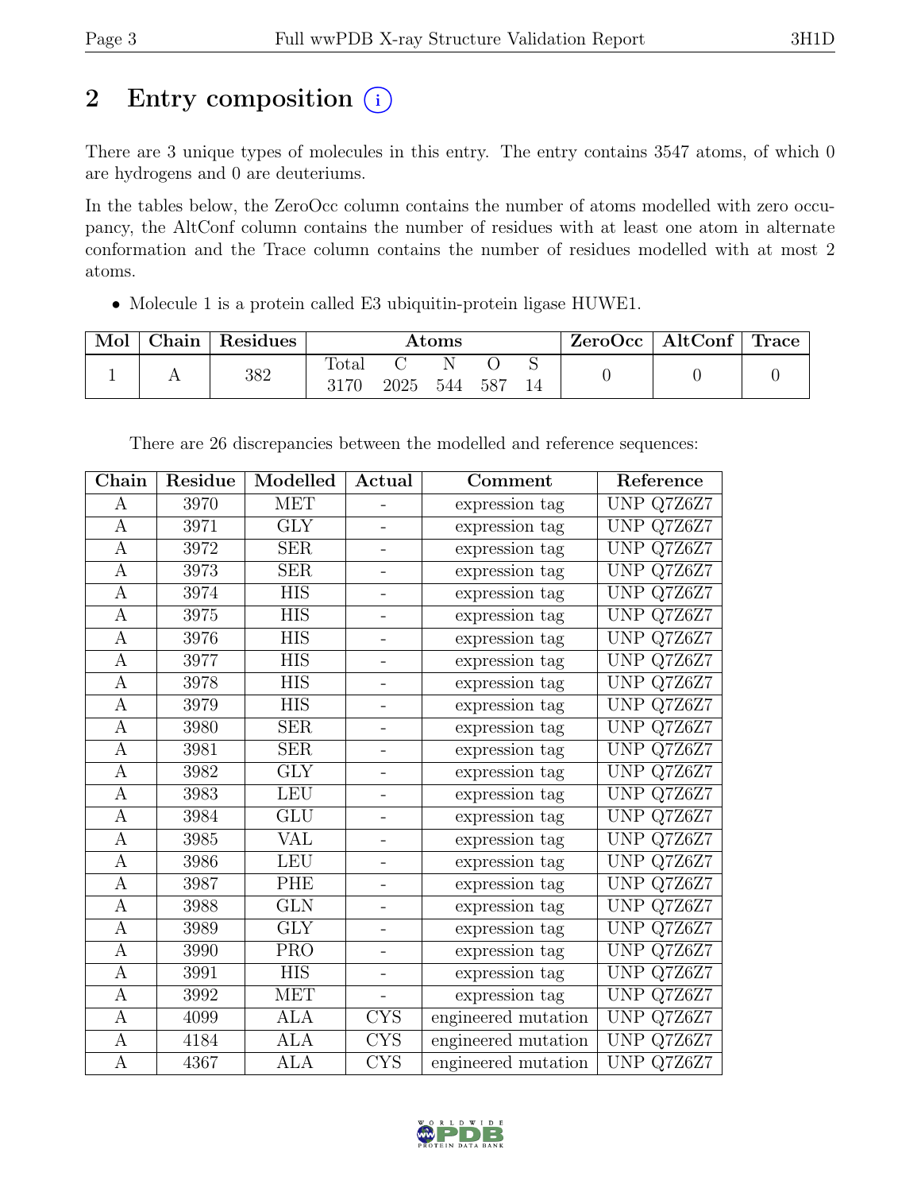# 2 Entry composition

There are 3 unique types of molecules in this entry. The entry contains 3547 atoms, of which 0 are hydrogens and 0 are deuteriums.

In the tables below, the ZeroOcc column contains the number of atoms modelled with zero occupancy, the AltConf column contains the number of residues with at least one atom in alternate conformation and the Trace column contains the number of residues modelled with at most 2 atoms.

- Molecule 1 is a protein called E3 ubiquitin-protein ligase HUWE1.

| Mol | Chain | Residues | Atoms | | | | | ZeroOcc | AltConf | Trace |
|---|---|---|---|---|---|---|---|---|---|---|
| | | | Total | C | N | O | S | | | |
| 1 | A | 382 | 3170 | 2025 | 544 | 587 | 14 | 0 | 0 | 0 |

There are 26 discrepancies between the modelled and reference sequences:

| Chain | Residue | Modelled | Actual | Comment | Reference |
|---|---|---|---|---|---|
| A | 3970 | MET | - | expression tag | UNP Q7Z6Z7 |
| A | 3971 | GLY | - | expression tag | UNP Q7Z6Z7 |
| A | 3972 | SER | - | expression tag | UNP Q7Z6Z7 |
| A | 3973 | SER | - | expression tag | UNP Q7Z6Z7 |
| A | 3974 | HIS | - | expression tag | UNP Q7Z6Z7 |
| A | 3975 | HIS | - | expression tag | UNP Q7Z6Z7 |
| A | 3976 | HIS | - | expression tag | UNP Q7Z6Z7 |
| A | 3977 | HIS | - | expression tag | UNP Q7Z6Z7 |
| A | 3978 | HIS | - | expression tag | UNP Q7Z6Z7 |
| A | 3979 | HIS | - | expression tag | UNP Q7Z6Z7 |
| A | 3980 | SER | - | expression tag | UNP Q7Z6Z7 |
| A | 3981 | SER | - | expression tag | UNP Q7Z6Z7 |
| A | 3982 | GLY | - | expression tag | UNP Q7Z6Z7 |
| A | 3983 | LEU | - | expression tag | UNP Q7Z6Z7 |
| A | 3984 | GLU | - | expression tag | UNP Q7Z6Z7 |
| A | 3985 | VAL | - | expression tag | UNP Q7Z6Z7 |
| A | 3986 | LEU | - | expression tag | UNP Q7Z6Z7 |
| A | 3987 | PHE | - | expression tag | UNP Q7Z6Z7 |
| A | 3988 | GLN | - | expression tag | UNP Q7Z6Z7 |
| A | 3989 | GLY | - | expression tag | UNP Q7Z6Z7 |
| A | 3990 | PRO | - | expression tag | UNP Q7Z6Z7 |
| A | 3991 | HIS | - | expression tag | UNP Q7Z6Z7 |
| A | 3992 | MET | - | expression tag | UNP Q7Z6Z7 |
| A | 4099 | ALA | CYS | engineered mutation | UNP Q7Z6Z7 |
| A | 4184 | ALA | CYS | engineered mutation | UNP Q7Z6Z7 |
| A | 4367 | ALA | CYS | engineered mutation | UNP Q7Z6Z7 |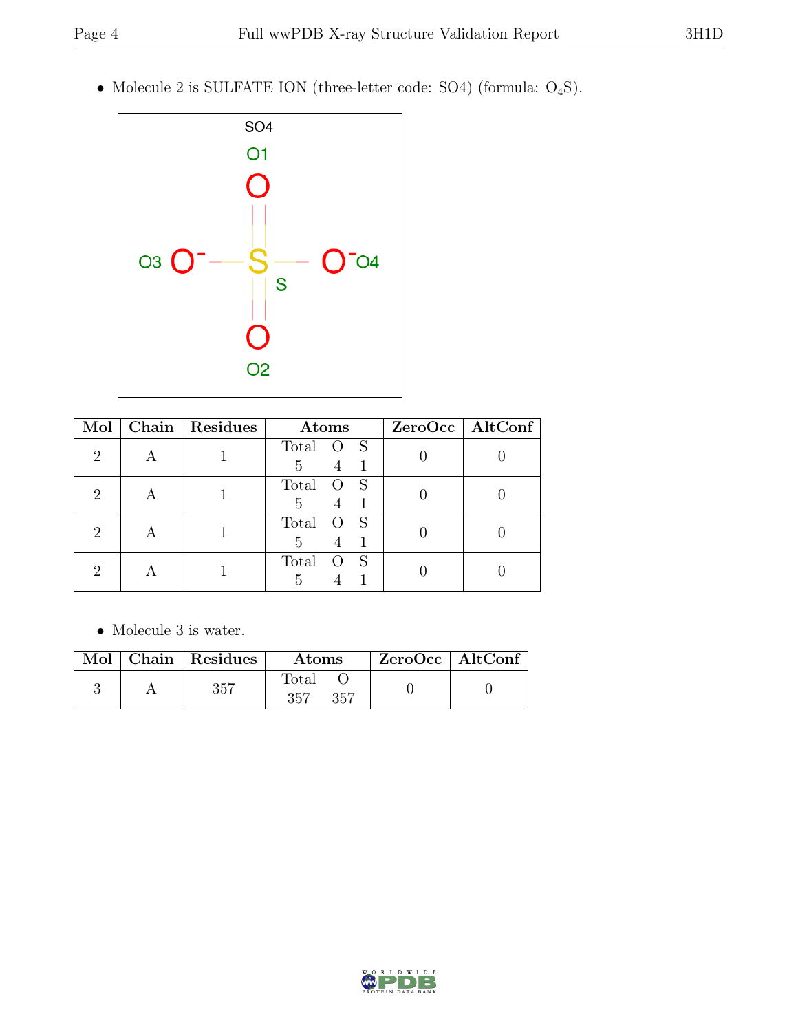- Molecule 2 is SULFATE ION (three-letter code: SO4) (formula: $O_4S$).

| Mol | Chain | Residues | Atoms | ZeroOcc | AltConf |
|---|---|---|---|---|---|
| 2 | A | 1 | Total O S<br>5 4 1 | 0 | 0 |
| 2 | A | 1 | Total O S<br>5 4 1 | 0 | 0 |
| 2 | A | 1 | Total O S<br>5 4 1 | 0 | 0 |
| 2 | A | 1 | Total O S<br>5 4 1 | 0 | 0 |

- Molecule 3 is water.

| Mol | Chain | Residues | Atoms | ZeroOcc | AltConf |
|---|---|---|---|---|---|
| 3 | A | 357 | Total O<br>357 357 | 0 | 0 |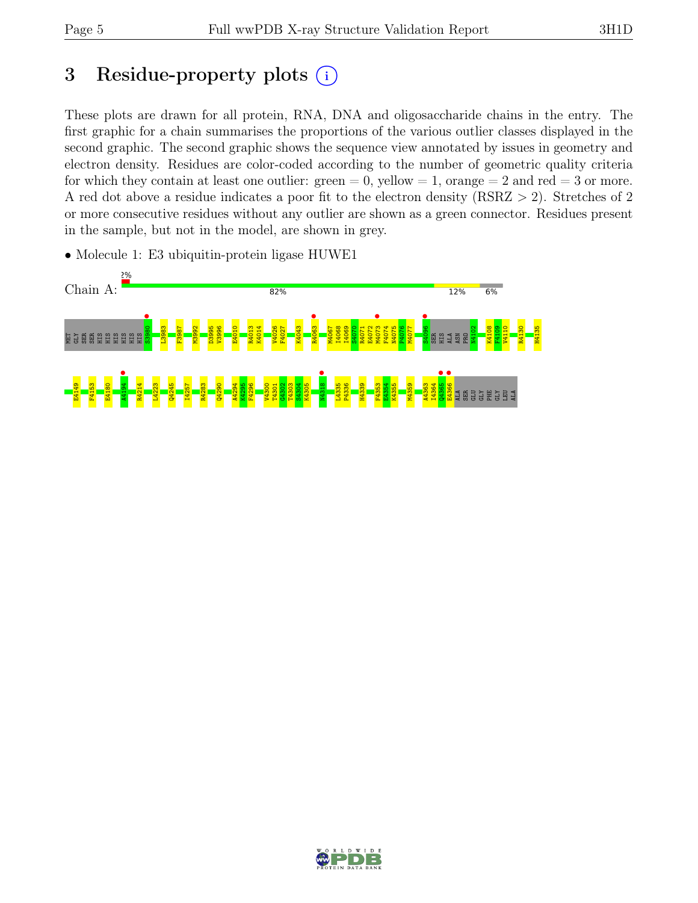# 3 Residue-property plots

These plots are drawn for all protein, RNA, DNA and oligosaccharide chains in the entry. The first graphic for a chain summarises the proportions of the various outlier classes displayed in the second graphic. The second graphic shows the sequence view annotated by issues in geometry and electron density. Residues are color-coded according to the number of geometric quality criteria for which they contain at least one outlier: green = 0, yellow = 1, orange = 2 and red = 3 or more. A red dot above a residue indicates a poor fit to the electron density (RSRZ > 2). Stretches of 2 or more consecutive residues without any outlier are shown as a green connector. Residues present in the sample, but not in the model, are shown in grey.

- Molecule 1: E3 ubiquitin-protein ligase HUWE1

Chain A: 2% | 82% | 12% | 6%

MET GLY SER SER HIS HIS HIS HIS HIS HIS S3980 L3983 F3987 M3992 D3995 V3996 E4010 R4013 K4014 V4026 F4027 K4043 R4063 M4067 I4068 I4069 S4070 R4071 E4072 M4073 F4074 N4075 P4076 M4077 S4096 SER HIS ALA ASN PRO N4102 K4108 F4109 V4110 R4130 H4135

E4149 F4153 E4180 A4194 R4214 L4223 Q4245 I4257 R4283 Q4290 A4294 K4295 F4296 V4300 T4301 G4302 T4303 S4304 K4305 N4318 L4335 P4336 H4339 F4353 E4354 K4355 M4359 A4363 I4364 Q4365 E4366 ALA SER GLU GLY PHE GLY LEU ALA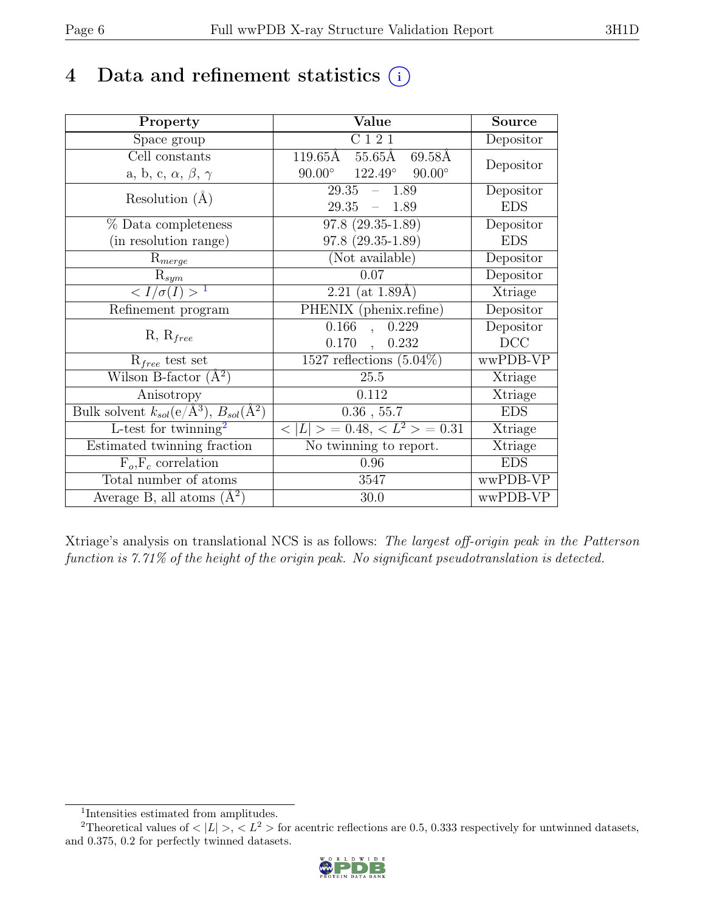# 4 Data and refinement statistics (i)

| Property | Value | Source |
|---|---|---|
| Space group | C 1 2 1 | Depositor |
| Cell constants<br>a, b, c, $\alpha$, $\beta$, $\gamma$ | 119.65Å 55.65Å 69.58Å<br>90.00° 122.49° 90.00° | Depositor |
| Resolution (Å) | 29.35 – 1.89<br>29.35 – 1.89 | Depositor<br>EDS |
| % Data completeness<br>(in resolution range) | 97.8 (29.35-1.89)<br>97.8 (29.35-1.89) | Depositor<br>EDS |
| $R_{merge}$ | (Not available) | Depositor |
| $R_{sym}$ | 0.07 | Depositor |
| $< I/\sigma(I) >$ [1] | 2.21 (at 1.89Å) | Xtriage |
| Refinement program | PHENIX (phenix.refine) | Depositor |
| R, $R_{free}$ | 0.166 , 0.229<br>0.170 , 0.232 | Depositor<br>DCC |
| $R_{free}$ test set | 1527 reflections (5.04%) | wwPDB-VP |
| Wilson B-factor (Å$^2$) | 25.5 | Xtriage |
| Anisotropy | 0.112 | Xtriage |
| Bulk solvent $k_{sol}$(e/Å$^3$), $B_{sol}$(Å$^2$) | 0.36 , 55.7 | EDS |
| L-test for twinning[2] | $< \|L\| > = 0.48$, $< L^2 > = 0.31$ | Xtriage |
| Estimated twinning fraction | No twinning to report. | Xtriage |
| $F_o$,$F_c$ correlation | 0.96 | EDS |
| Total number of atoms | 3547 | wwPDB-VP |
| Average B, all atoms (Å$^2$) | 30.0 | wwPDB-VP |

Xtriage's analysis on translational NCS is as follows: *The largest off-origin peak in the Patterson function is 7.71% of the height of the origin peak. No significant pseudotranslation is detected.*

[1] Intensities estimated from amplitudes.

[2] Theoretical values of $< |L| >$, $< L^2 >$ for acentric reflections are 0.5, 0.333 respectively for untwinned datasets, and 0.375, 0.2 for perfectly twinned datasets.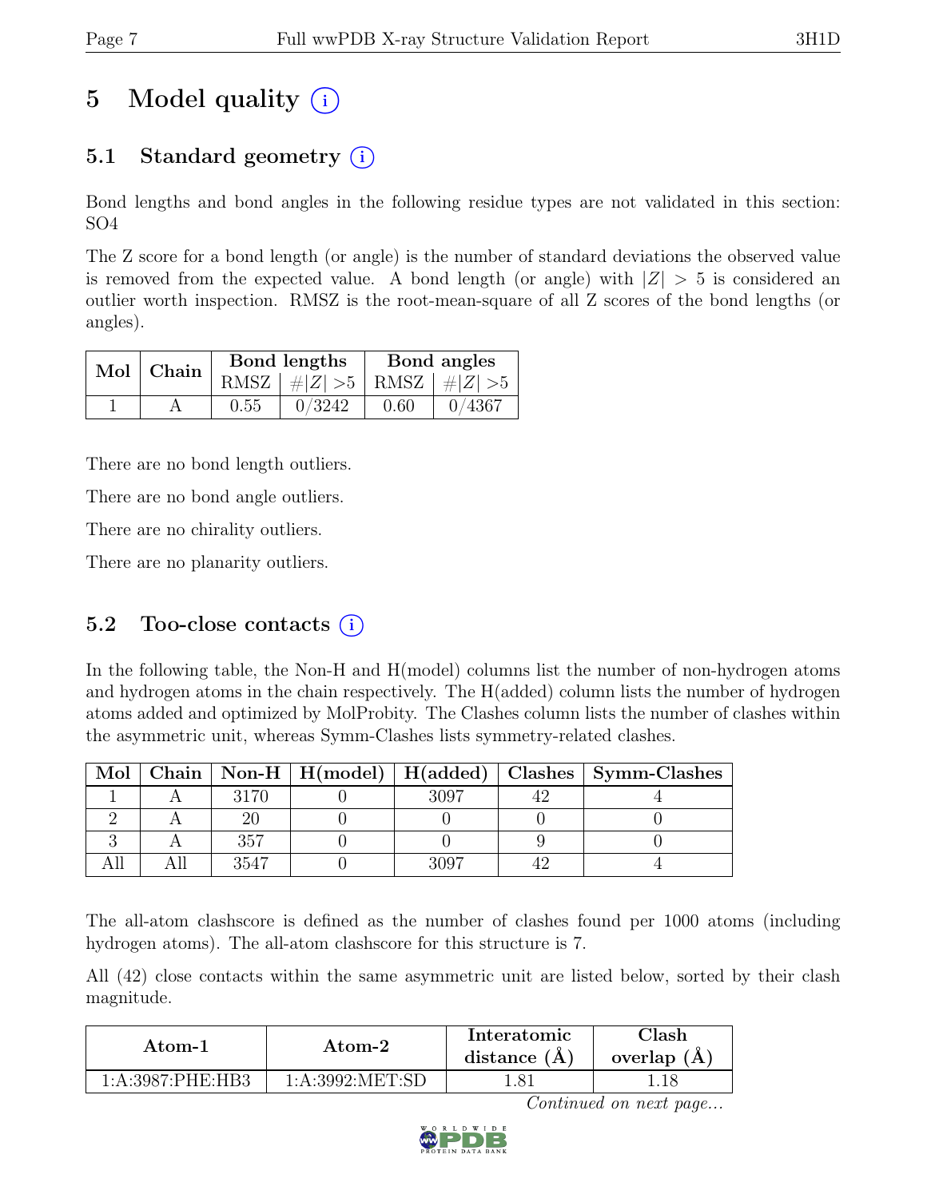# 5 Model quality (i)

## 5.1 Standard geometry (i)

Bond lengths and bond angles in the following residue types are not validated in this section: SO4

The Z score for a bond length (or angle) is the number of standard deviations the observed value is removed from the expected value. A bond length (or angle) with $|Z| > 5$ is considered an outlier worth inspection. RMSZ is the root-mean-square of all Z scores of the bond lengths (or angles).

| Mol | Chain | Bond lengths | | Bond angles | |
|---|---|---|---|---|---|
| | | RMSZ | $\#\|Z\| > 5$ | RMSZ | $\#\|Z\| > 5$ |
| 1 | A | 0.55 | 0/3242 | 0.60 | 0/4367 |

There are no bond length outliers.

There are no bond angle outliers.

There are no chirality outliers.

There are no planarity outliers.

## 5.2 Too-close contacts (i)

In the following table, the Non-H and H(model) columns list the number of non-hydrogen atoms and hydrogen atoms in the chain respectively. The H(added) column lists the number of hydrogen atoms added and optimized by MolProbity. The Clashes column lists the number of clashes within the asymmetric unit, whereas Symm-Clashes lists symmetry-related clashes.

| Mol | Chain | Non-H | H(model) | H(added) | Clashes | Symm-Clashes |
|---|---|---|---|---|---|---|
| 1 | A | 3170 | 0 | 3097 | 42 | 4 |
| 2 | A | 20 | 0 | 0 | 0 | 0 |
| 3 | A | 357 | 0 | 0 | 9 | 0 |
| All | All | 3547 | 0 | 3097 | 42 | 4 |

The all-atom clashscore is defined as the number of clashes found per 1000 atoms (including hydrogen atoms). The all-atom clashscore for this structure is 7.

All (42) close contacts within the same asymmetric unit are listed below, sorted by their clash magnitude.

| Atom-1 | Atom-2 | Interatomic distance (Å) | Clash overlap (Å) |
|---|---|---|---|
| 1:A:3987:PHE:HB3 | 1:A:3992:MET:SD | 1.81 | 1.18 |

*Continued on next page...*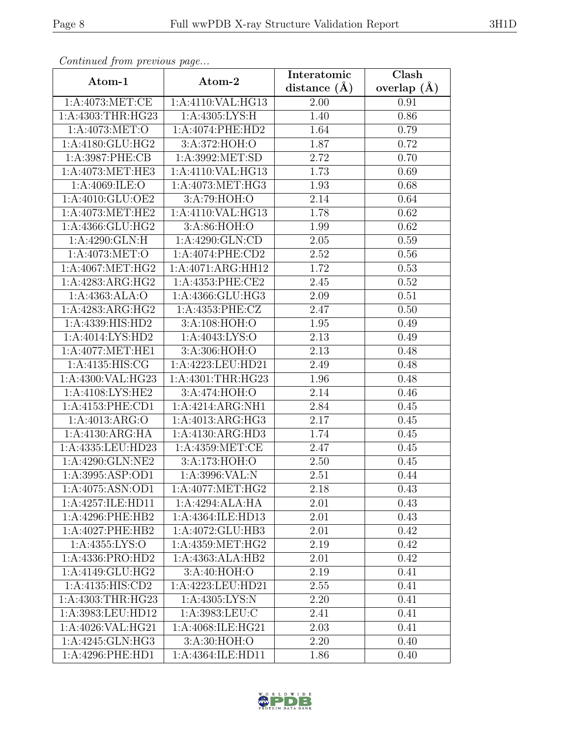*Continued from previous page...*

| Atom-1 | Atom-2 | Interatomic distance (Å) | Clash overlap (Å) |
|---|---|---|---|
| 1:A:4073:MET:CE | 1:A:4110:VAL:HG13 | 2.00 | 0.91 |
| 1:A:4303:THR:HG23 | 1:A:4305:LYS:H | 1.40 | 0.86 |
| 1:A:4073:MET:O | 1:A:4074:PHE:HD2 | 1.64 | 0.79 |
| 1:A:4180:GLU:HG2 | 3:A:372:HOH:O | 1.87 | 0.72 |
| 1:A:3987:PHE:CB | 1:A:3992:MET:SD | 2.72 | 0.70 |
| 1:A:4073:MET:HE3 | 1:A:4110:VAL:HG13 | 1.73 | 0.69 |
| 1:A:4069:ILE:O | 1:A:4073:MET:HG3 | 1.93 | 0.68 |
| 1:A:4010:GLU:OE2 | 3:A:79:HOH:O | 2.14 | 0.64 |
| 1:A:4073:MET:HE2 | 1:A:4110:VAL:HG13 | 1.78 | 0.62 |
| 1:A:4366:GLU:HG2 | 3:A:86:HOH:O | 1.99 | 0.62 |
| 1:A:4290:GLN:H | 1:A:4290:GLN:CD | 2.05 | 0.59 |
| 1:A:4073:MET:O | 1:A:4074:PHE:CD2 | 2.52 | 0.56 |
| 1:A:4067:MET:HG2 | 1:A:4071:ARG:HH12 | 1.72 | 0.53 |
| 1:A:4283:ARG:HG2 | 1:A:4353:PHE:CE2 | 2.45 | 0.52 |
| 1:A:4363:ALA:O | 1:A:4366:GLU:HG3 | 2.09 | 0.51 |
| 1:A:4283:ARG:HG2 | 1:A:4353:PHE:CZ | 2.47 | 0.50 |
| 1:A:4339:HIS:HD2 | 3:A:108:HOH:O | 1.95 | 0.49 |
| 1:A:4014:LYS:HD2 | 1:A:4043:LYS:O | 2.13 | 0.49 |
| 1:A:4077:MET:HE1 | 3:A:306:HOH:O | 2.13 | 0.48 |
| 1:A:4135:HIS:CG | 1:A:4223:LEU:HD21 | 2.49 | 0.48 |
| 1:A:4300:VAL:HG23 | 1:A:4301:THR:HG23 | 1.96 | 0.48 |
| 1:A:4108:LYS:HE2 | 3:A:474:HOH:O | 2.14 | 0.46 |
| 1:A:4153:PHE:CD1 | 1:A:4214:ARG:NH1 | 2.84 | 0.45 |
| 1:A:4013:ARG:O | 1:A:4013:ARG:HG3 | 2.17 | 0.45 |
| 1:A:4130:ARG:HA | 1:A:4130:ARG:HD3 | 1.74 | 0.45 |
| 1:A:4335:LEU:HD23 | 1:A:4359:MET:CE | 2.47 | 0.45 |
| 1:A:4290:GLN:NE2 | 3:A:173:HOH:O | 2.50 | 0.45 |
| 1:A:3995:ASP:OD1 | 1:A:3996:VAL:N | 2.51 | 0.44 |
| 1:A:4075:ASN:OD1 | 1:A:4077:MET:HG2 | 2.18 | 0.43 |
| 1:A:4257:ILE:HD11 | 1:A:4294:ALA:HA | 2.01 | 0.43 |
| 1:A:4296:PHE:HB2 | 1:A:4364:ILE:HD13 | 2.01 | 0.43 |
| 1:A:4027:PHE:HB2 | 1:A:4072:GLU:HB3 | 2.01 | 0.42 |
| 1:A:4355:LYS:O | 1:A:4359:MET:HG2 | 2.19 | 0.42 |
| 1:A:4336:PRO:HD2 | 1:A:4363:ALA:HB2 | 2.01 | 0.42 |
| 1:A:4149:GLU:HG2 | 3:A:40:HOH:O | 2.19 | 0.41 |
| 1:A:4135:HIS:CD2 | 1:A:4223:LEU:HD21 | 2.55 | 0.41 |
| 1:A:4303:THR:HG23 | 1:A:4305:LYS:N | 2.20 | 0.41 |
| 1:A:3983:LEU:HD12 | 1:A:3983:LEU:C | 2.41 | 0.41 |
| 1:A:4026:VAL:HG21 | 1:A:4068:ILE:HG21 | 2.03 | 0.41 |
| 1:A:4245:GLN:HG3 | 3:A:30:HOH:O | 2.20 | 0.40 |
| 1:A:4296:PHE:HD1 | 1:A:4364:ILE:HD11 | 1.86 | 0.40 |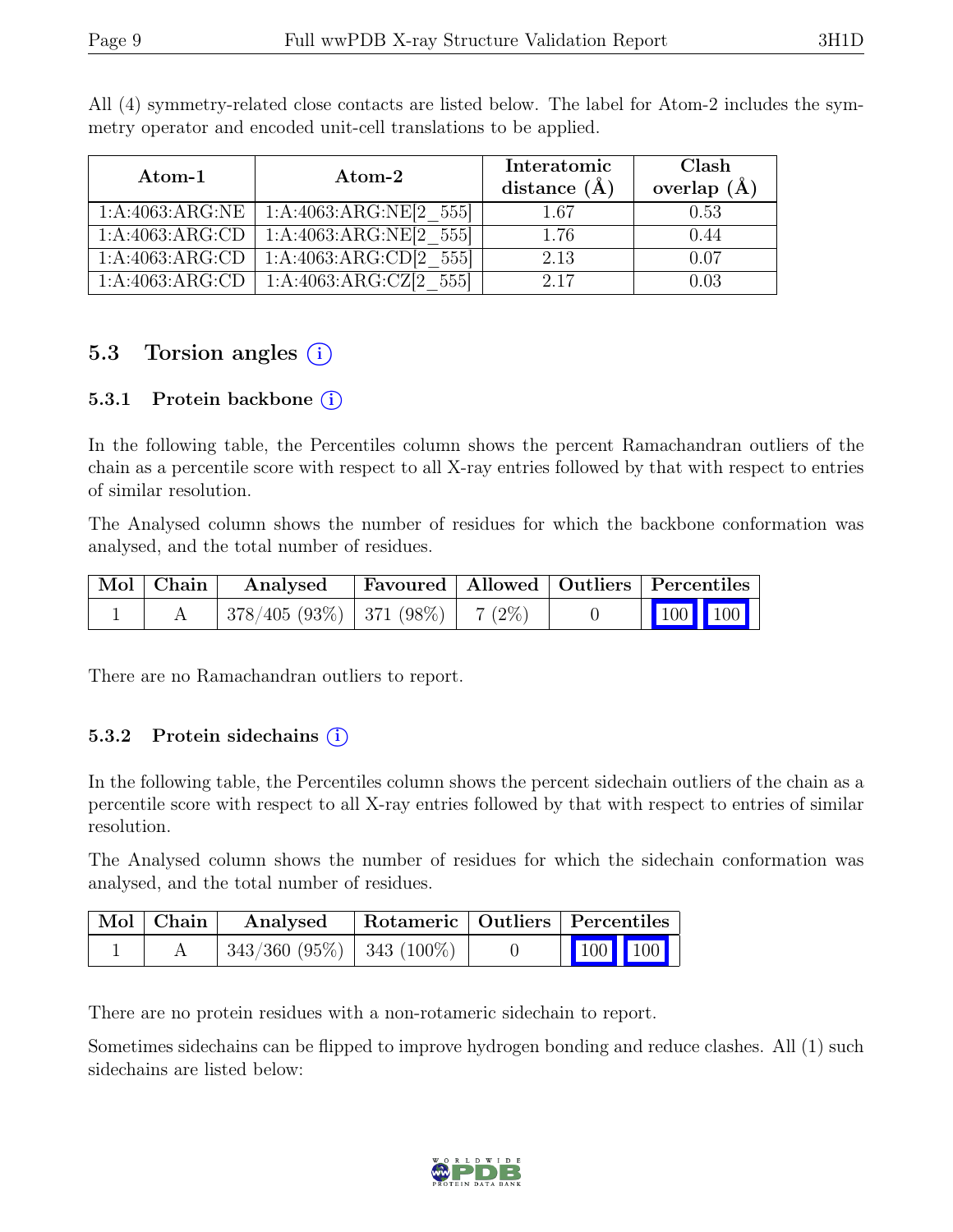All (4) symmetry-related close contacts are listed below. The label for Atom-2 includes the symmetry operator and encoded unit-cell translations to be applied.

| Atom-1 | Atom-2 | Interatomic distance (Å) | Clash overlap (Å) |
|---|---|---|---|
| 1:A:4063:ARG:NE | 1:A:4063:ARG:NE[2_555] | 1.67 | 0.53 |
| 1:A:4063:ARG:CD | 1:A:4063:ARG:NE[2_555] | 1.76 | 0.44 |
| 1:A:4063:ARG:CD | 1:A:4063:ARG:CD[2_555] | 2.13 | 0.07 |
| 1:A:4063:ARG:CD | 1:A:4063:ARG:CZ[2_555] | 2.17 | 0.03 |

## 5.3 Torsion angles (i)

### 5.3.1 Protein backbone (i)

In the following table, the Percentiles column shows the percent Ramachandran outliers of the chain as a percentile score with respect to all X-ray entries followed by that with respect to entries of similar resolution.

The Analysed column shows the number of residues for which the backbone conformation was analysed, and the total number of residues.

| Mol | Chain | Analysed | Favoured | Allowed | Outliers | Percentiles |
|---|---|---|---|---|---|---|
| 1 | A | 378/405 (93%) | 371 (98%) | 7 (2%) | 0 | 100 100 |

There are no Ramachandran outliers to report.

### 5.3.2 Protein sidechains (i)

In the following table, the Percentiles column shows the percent sidechain outliers of the chain as a percentile score with respect to all X-ray entries followed by that with respect to entries of similar resolution.

The Analysed column shows the number of residues for which the sidechain conformation was analysed, and the total number of residues.

| Mol | Chain | Analysed | Rotameric | Outliers | Percentiles |
|---|---|---|---|---|---|
| 1 | A | 343/360 (95%) | 343 (100%) | 0 | 100 100 |

There are no protein residues with a non-rotameric sidechain to report.

Sometimes sidechains can be flipped to improve hydrogen bonding and reduce clashes. All (1) such sidechains are listed below: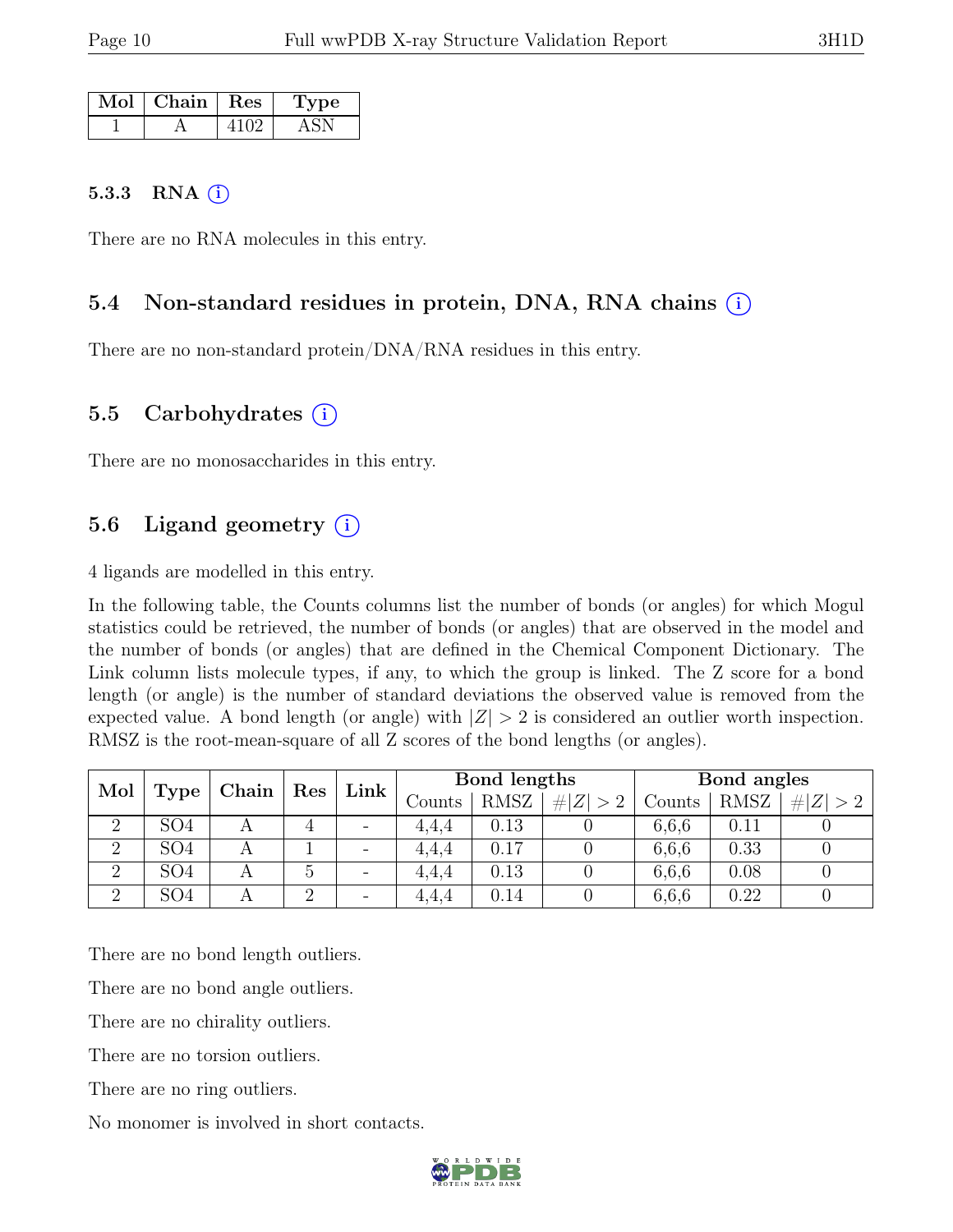| Mol | Chain | Res | Type |
|---|---|---|---|
| 1 | A | 4102 | ASN |

#### 5.3.3 RNA (i)

There are no RNA molecules in this entry.

### 5.4 Non-standard residues in protein, DNA, RNA chains (i)

There are no non-standard protein/DNA/RNA residues in this entry.

### 5.5 Carbohydrates (i)

There are no monosaccharides in this entry.

### 5.6 Ligand geometry (i)

4 ligands are modelled in this entry.

In the following table, the Counts columns list the number of bonds (or angles) for which Mogul statistics could be retrieved, the number of bonds (or angles) that are observed in the model and the number of bonds (or angles) that are defined in the Chemical Component Dictionary. The Link column lists molecule types, if any, to which the group is linked. The Z score for a bond length (or angle) is the number of standard deviations the observed value is removed from the expected value. A bond length (or angle) with $|Z| > 2$ is considered an outlier worth inspection. RMSZ is the root-mean-square of all Z scores of the bond lengths (or angles).

| Mol | Type | Chain | Res | Link | Bond lengths | | | Bond angles | | |
|---|---|---|---|---|---|---|---|---|---|---|
| | | | | | Counts | RMSZ | $\#\|Z\| > 2$ | Counts | RMSZ | $\#\|Z\| > 2$ |
| 2 | SO4 | A | 4 | - | 4,4,4 | 0.13 | 0 | 6,6,6 | 0.11 | 0 |
| 2 | SO4 | A | 1 | - | 4,4,4 | 0.17 | 0 | 6,6,6 | 0.33 | 0 |
| 2 | SO4 | A | 5 | - | 4,4,4 | 0.13 | 0 | 6,6,6 | 0.08 | 0 |
| 2 | SO4 | A | 2 | - | 4,4,4 | 0.14 | 0 | 6,6,6 | 0.22 | 0 |

There are no bond length outliers.

There are no bond angle outliers.

There are no chirality outliers.

There are no torsion outliers.

There are no ring outliers.

No monomer is involved in short contacts.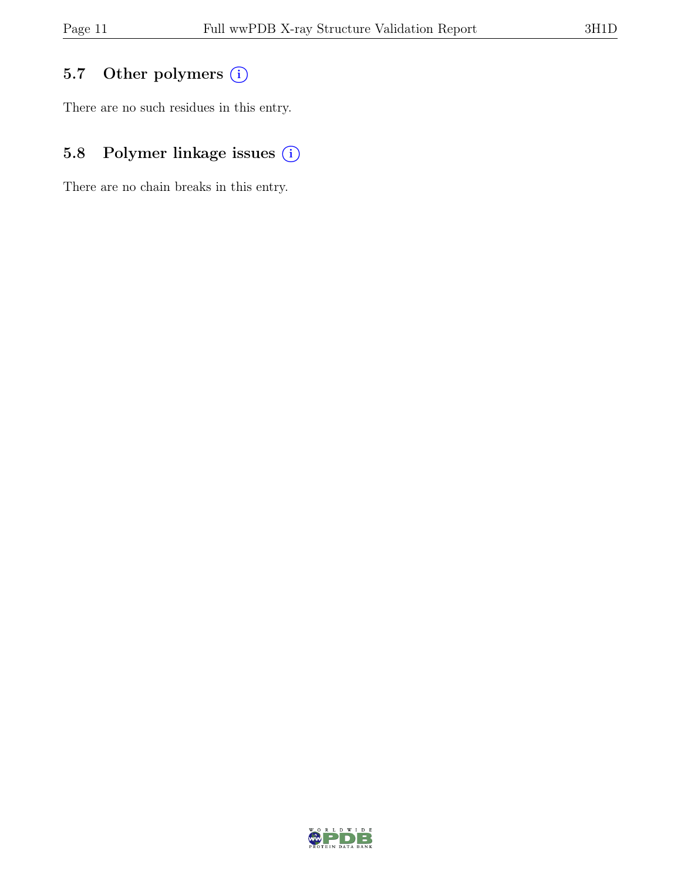## 5.7 Other polymers

There are no such residues in this entry.

## 5.8 Polymer linkage issues

There are no chain breaks in this entry.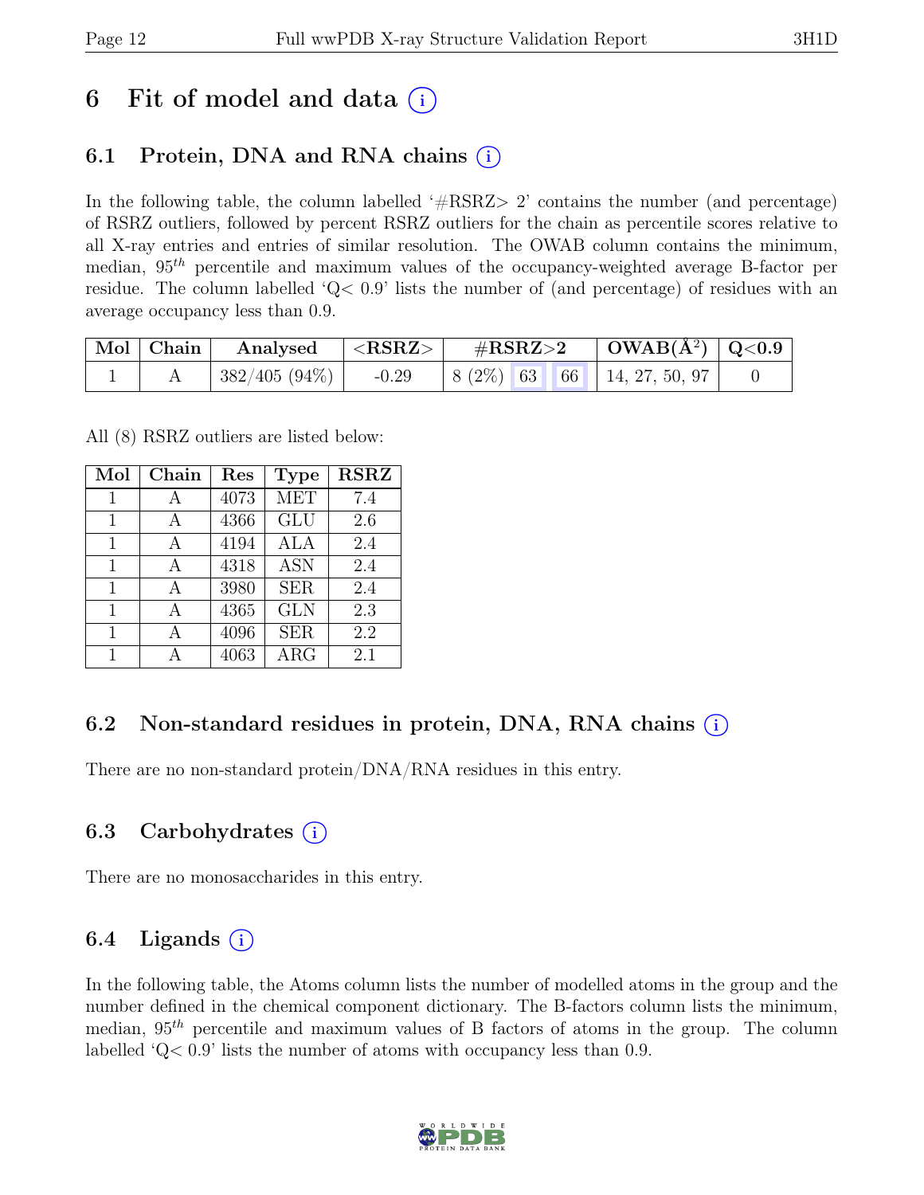# 6 Fit of model and data (i)

## 6.1 Protein, DNA and RNA chains (i)

In the following table, the column labelled '#RSRZ> 2' contains the number (and percentage) of RSRZ outliers, followed by percent RSRZ outliers for the chain as percentile scores relative to all X-ray entries and entries of similar resolution. The OWAB column contains the minimum, median, $95^{th}$ percentile and maximum values of the occupancy-weighted average B-factor per residue. The column labelled 'Q< 0.9' lists the number of (and percentage) of residues with an average occupancy less than 0.9.

| Mol | Chain | Analysed | <RSRZ> | #RSRZ>2 | | | OWAB(Å$^2$) | Q<0.9 |
|---|---|---|---|---|---|---|---|---|
| 1 | A | 382/405 (94%) | -0.29 | 8 (2%) | 63 | 66 | 14, 27, 50, 97 | 0 |

All (8) RSRZ outliers are listed below:

| Mol | Chain | Res | Type | RSRZ |
|---|---|---|---|---|
| 1 | A | 4073 | MET | 7.4 |
| 1 | A | 4366 | GLU | 2.6 |
| 1 | A | 4194 | ALA | 2.4 |
| 1 | A | 4318 | ASN | 2.4 |
| 1 | A | 3980 | SER | 2.4 |
| 1 | A | 4365 | GLN | 2.3 |
| 1 | A | 4096 | SER | 2.2 |
| 1 | A | 4063 | ARG | 2.1 |

## 6.2 Non-standard residues in protein, DNA, RNA chains (i)

There are no non-standard protein/DNA/RNA residues in this entry.

## 6.3 Carbohydrates (i)

There are no monosaccharides in this entry.

## 6.4 Ligands (i)

In the following table, the Atoms column lists the number of modelled atoms in the group and the number defined in the chemical component dictionary. The B-factors column lists the minimum, median, $95^{th}$ percentile and maximum values of B factors of atoms in the group. The column labelled 'Q< 0.9' lists the number of atoms with occupancy less than 0.9.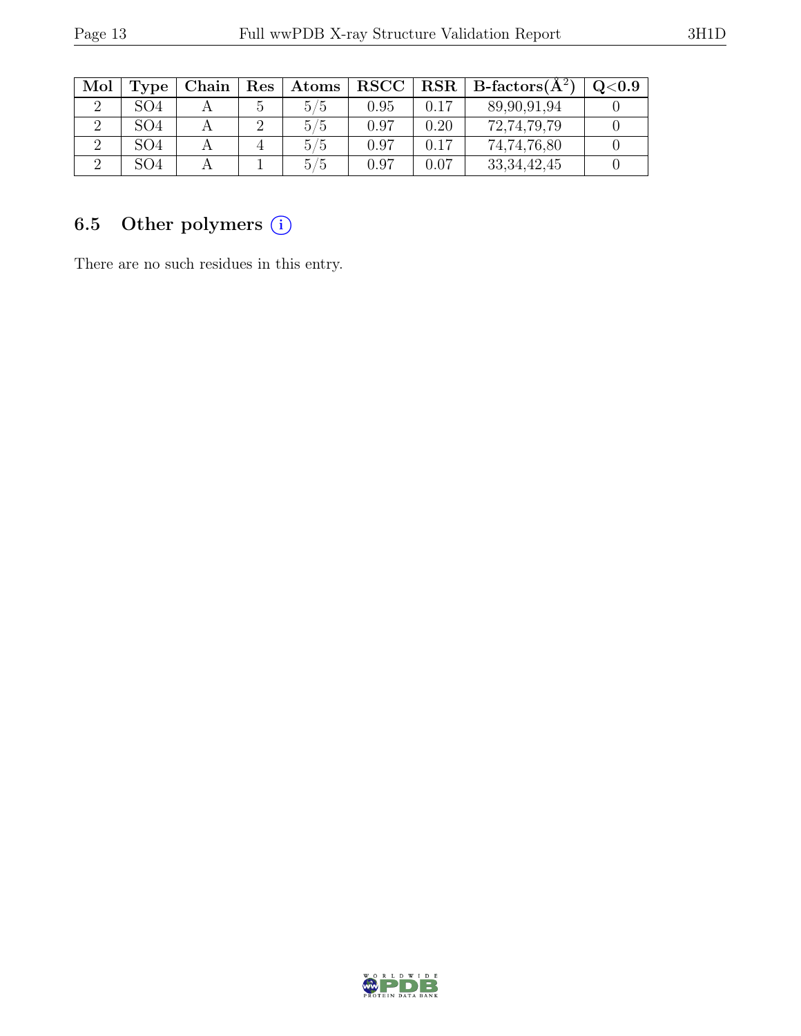| Mol | Type | Chain | Res | Atoms | RSCC | RSR | B-factors($Å^2$) | Q<0.9 |
|---|---|---|---|---|---|---|---|---|
| 2 | SO4 | A | 5 | 5/5 | 0.95 | 0.17 | 89,90,91,94 | 0 |
| 2 | SO4 | A | 2 | 5/5 | 0.97 | 0.20 | 72,74,79,79 | 0 |
| 2 | SO4 | A | 4 | 5/5 | 0.97 | 0.17 | 74,74,76,80 | 0 |
| 2 | SO4 | A | 1 | 5/5 | 0.97 | 0.07 | 33,34,42,45 | 0 |

## 6.5 Other polymers

There are no such residues in this entry.